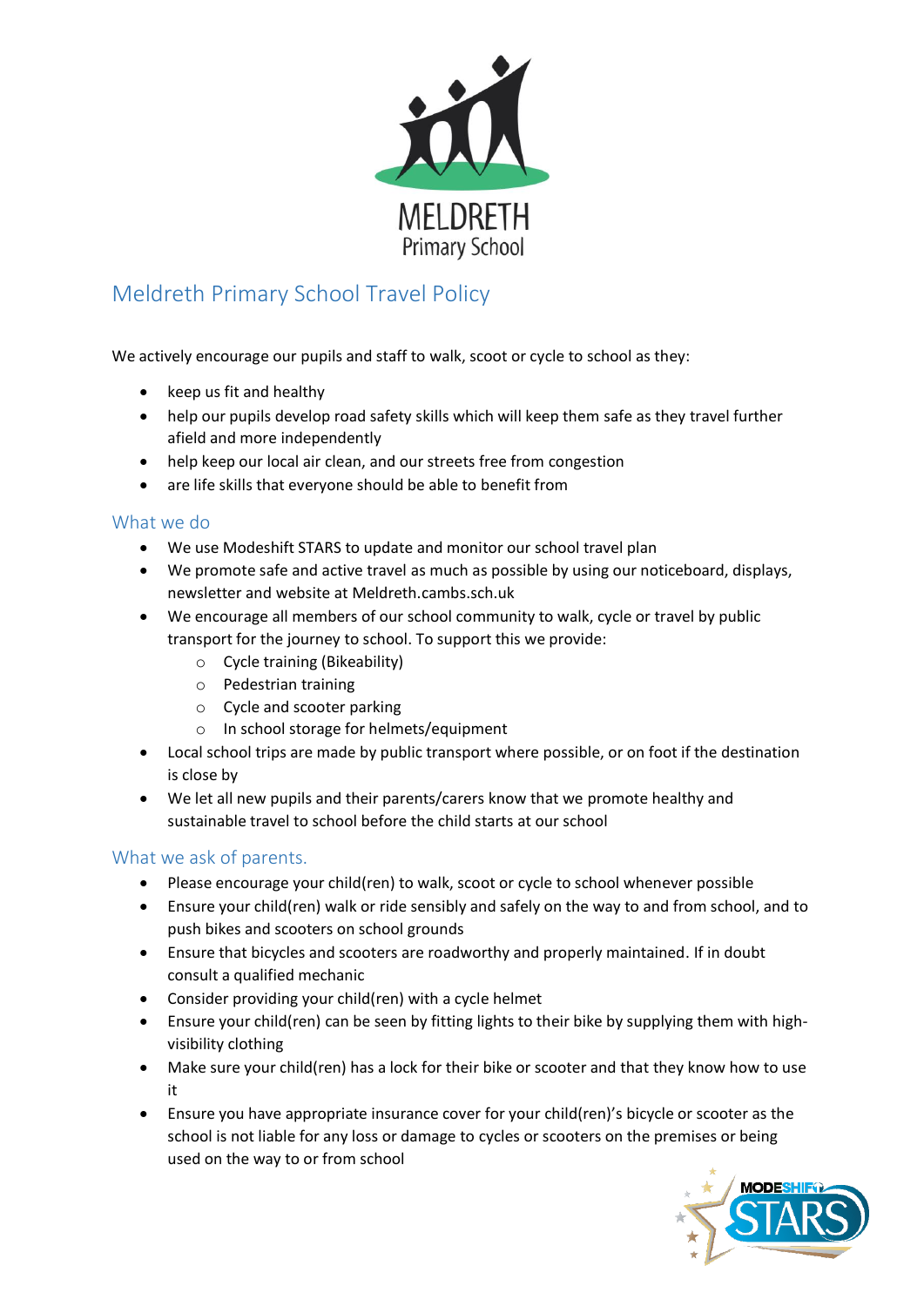MELDRETH
Primary School

# Meldreth Primary School Travel Policy

We actively encourage our pupils and staff to walk, scoot or cycle to school as they:

- keep us fit and healthy
- help our pupils develop road safety skills which will keep them safe as they travel further afield and more independently
- help keep our local air clean, and our streets free from congestion
- are life skills that everyone should be able to benefit from

## What we do

- We use Modeshift STARS to update and monitor our school travel plan
- We promote safe and active travel as much as possible by using our noticeboard, displays, newsletter and website at Meldreth.cambs.sch.uk
- We encourage all members of our school community to walk, cycle or travel by public transport for the journey to school. To support this we provide:
  - Cycle training (Bikeability)
  - Pedestrian training
  - Cycle and scooter parking
  - In school storage for helmets/equipment
- Local school trips are made by public transport where possible, or on foot if the destination is close by
- We let all new pupils and their parents/carers know that we promote healthy and sustainable travel to school before the child starts at our school

## What we ask of parents.

- Please encourage your child(ren) to walk, scoot or cycle to school whenever possible
- Ensure your child(ren) walk or ride sensibly and safely on the way to and from school, and to push bikes and scooters on school grounds
- Ensure that bicycles and scooters are roadworthy and properly maintained. If in doubt consult a qualified mechanic
- Consider providing your child(ren) with a cycle helmet
- Ensure your child(ren) can be seen by fitting lights to their bike by supplying them with high-visibility clothing
- Make sure your child(ren) has a lock for their bike or scooter and that they know how to use it
- Ensure you have appropriate insurance cover for your child(ren)'s bicycle or scooter as the school is not liable for any loss or damage to cycles or scooters on the premises or being used on the way to or from school

MODESHIFT STARS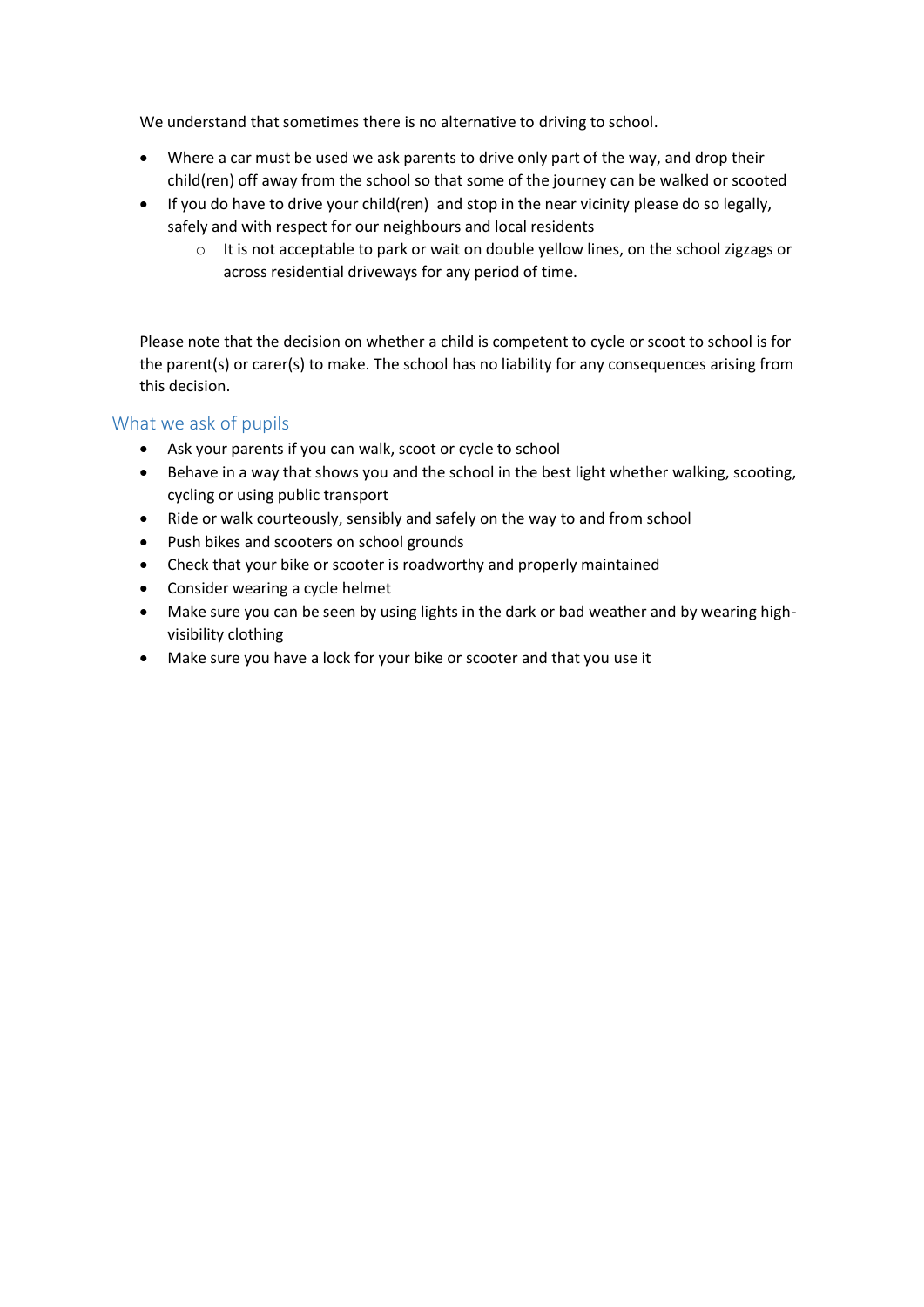We understand that sometimes there is no alternative to driving to school.

- Where a car must be used we ask parents to drive only part of the way, and drop their child(ren) off away from the school so that some of the journey can be walked or scooted
- If you do have to drive your child(ren) and stop in the near vicinity please do so legally, safely and with respect for our neighbours and local residents
    - It is not acceptable to park or wait on double yellow lines, on the school zigzags or across residential driveways for any period of time.

Please note that the decision on whether a child is competent to cycle or scoot to school is for the parent(s) or carer(s) to make. The school has no liability for any consequences arising from this decision.

## What we ask of pupils

- Ask your parents if you can walk, scoot or cycle to school
- Behave in a way that shows you and the school in the best light whether walking, scooting, cycling or using public transport
- Ride or walk courteously, sensibly and safely on the way to and from school
- Push bikes and scooters on school grounds
- Check that your bike or scooter is roadworthy and properly maintained
- Consider wearing a cycle helmet
- Make sure you can be seen by using lights in the dark or bad weather and by wearing high-visibility clothing
- Make sure you have a lock for your bike or scooter and that you use it